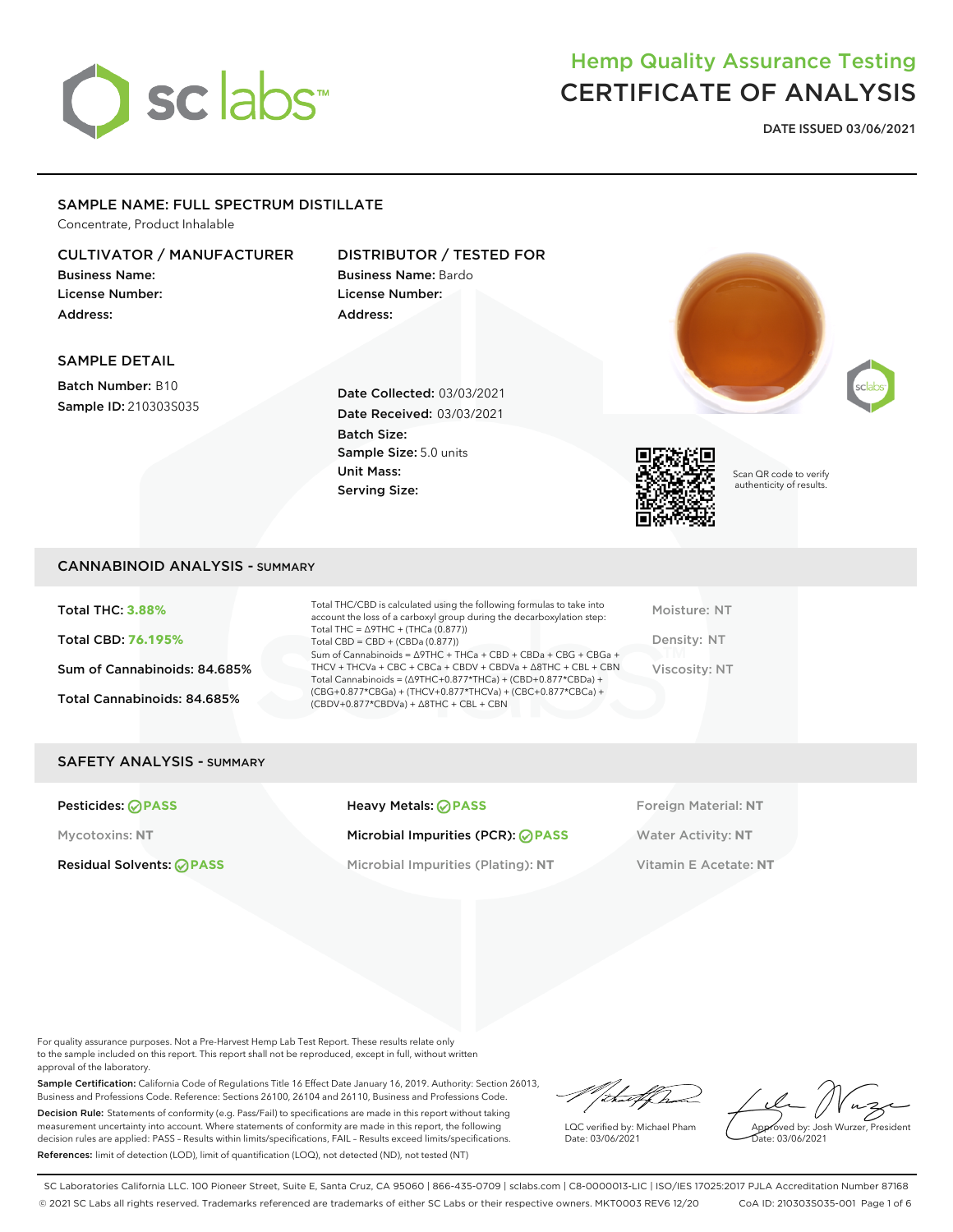# Hemp Quality Assurance Testing
# CERTIFICATE OF ANALYSIS

**DATE ISSUED 03/06/2021**

## SAMPLE NAME: FULL SPECTRUM DISTILLATE

Concentrate, Product Inhalable

### CULTIVATOR / MANUFACTURER

**Business Name:**
**License Number:**
**Address:**

### DISTRIBUTOR / TESTED FOR

**Business Name:** Bardo
**License Number:**
**Address:**

### SAMPLE DETAIL

**Batch Number:** B10
**Sample ID:** 210303S035

**Date Collected:** 03/03/2021
**Date Received:** 03/03/2021
**Batch Size:**
**Sample Size:** 5.0 units
**Unit Mass:**
**Serving Size:**

Scan QR code to verify authenticity of results.

## CANNABINOID ANALYSIS - SUMMARY

**Total THC: 3.88%**

**Total CBD: 76.195%**

**Sum of Cannabinoids: 84.685%**

**Total Cannabinoids: 84.685%**

Total THC/CBD is calculated using the following formulas to take into account the loss of a carboxyl group during the decarboxylation step:
Total THC = Δ9THC + (THCa (0.877))
Total CBD = CBD + (CBDa (0.877))
Sum of Cannabinoids = Δ9THC + THCa + CBD + CBDa + CBG + CBGa + THCV + THCVa + CBC + CBCa + CBDV + CBDVa + Δ8THC + CBL + CBN
Total Cannabinoids = (Δ9THC+0.877*THCa) + (CBD+0.877*CBDa) + (CBG+0.877*CBGa) + (THCV+0.877*THCVa) + (CBC+0.877*CBCa) + (CBDV+0.877*CBDVa) + Δ8THC + CBL + CBN

Moisture: NT

Density: NT

Viscosity: NT

## SAFETY ANALYSIS - SUMMARY

| | | |
|---|---|---|
| Pesticides: PASS | Heavy Metals: PASS | Foreign Material: NT |
| Mycotoxins: NT | Microbial Impurities (PCR): PASS | Water Activity: NT |
| Residual Solvents: PASS | Microbial Impurities (Plating): NT | Vitamin E Acetate: NT |

For quality assurance purposes. Not a Pre-Harvest Hemp Lab Test Report. These results relate only to the sample included on this report. This report shall not be reproduced, except in full, without written approval of the laboratory.

**Sample Certification:** California Code of Regulations Title 16 Effect Date January 16, 2019. Authority: Section 26013, Business and Professions Code. Reference: Sections 26100, 26104 and 26110, Business and Professions Code.

**Decision Rule:** Statements of conformity (e.g. Pass/Fail) to specifications are made in this report without taking measurement uncertainty into account. Where statements of conformity are made in this report, the following decision rules are applied: PASS – Results within limits/specifications, FAIL – Results exceed limits/specifications.

**References:** limit of detection (LOD), limit of quantification (LOQ), not detected (ND), not tested (NT)

LQC verified by: Michael Pham
Date: 03/06/2021

Approved by: Josh Wurzer, President
Date: 03/06/2021

SC Laboratories California LLC. 100 Pioneer Street, Suite E, Santa Cruz, CA 95060 | 866-435-0709 | sclabs.com | C8-0000013-LIC | ISO/IES 17025:2017 PJLA Accreditation Number 87168
© 2021 SC Labs all rights reserved. Trademarks referenced are trademarks of either SC Labs or their respective owners. MKT0003 REV6 12/20 CoA ID: 210303S035-001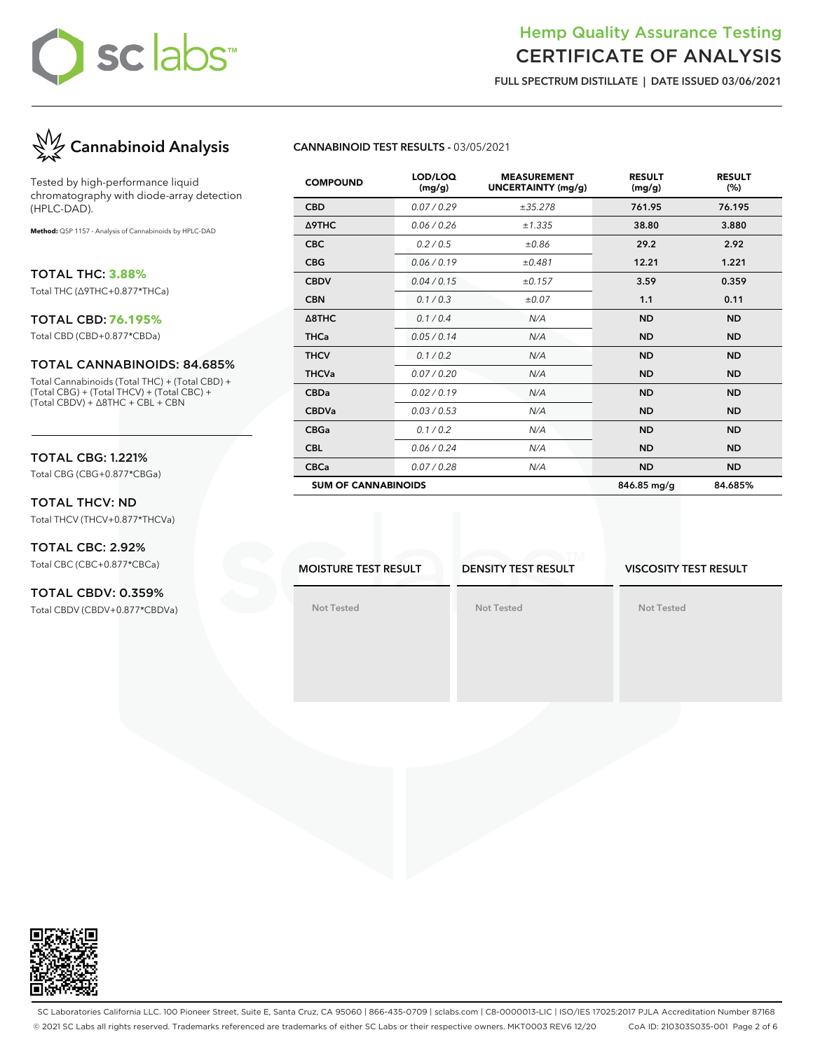# Hemp Quality Assurance Testing
# CERTIFICATE OF ANALYSIS

**FULL SPECTRUM DISTILLATE | DATE ISSUED 03/06/2021**

## Cannabinoid Analysis

Tested by high-performance liquid chromatography with diode-array detection (HPLC-DAD).

**Method:** QSP 1157 - Analysis of Cannabinoids by HPLC-DAD

**TOTAL THC: 3.88%**
Total THC (Δ9THC+0.877*THCa)

**TOTAL CBD: 76.195%**
Total CBD (CBD+0.877*CBDa)

**TOTAL CANNABINOIDS: 84.685%**
Total Cannabinoids (Total THC) + (Total CBD) + (Total CBG) + (Total THCV) + (Total CBC) + (Total CBDV) + Δ8THC + CBL + CBN

**TOTAL CBG: 1.221%**
Total CBG (CBG+0.877*CBGa)

**TOTAL THCV: ND**
Total THCV (THCV+0.877*THCVa)

**TOTAL CBC: 2.92%**
Total CBC (CBC+0.877*CBCa)

**TOTAL CBDV: 0.359%**
Total CBDV (CBDV+0.877*CBDVa)

### CANNABINOID TEST RESULTS - 03/05/2021

| COMPOUND | LOD/LOQ (mg/g) | MEASUREMENT UNCERTAINTY (mg/g) | RESULT (mg/g) | RESULT (%) |
|---|---|---|---|---|
| CBD | 0.07 / 0.29 | ±35.278 | 761.95 | 76.195 |
| Δ9THC | 0.06 / 0.26 | ±1.335 | 38.80 | 3.880 |
| CBC | 0.2 / 0.5 | ±0.86 | 29.2 | 2.92 |
| CBG | 0.06 / 0.19 | ±0.481 | 12.21 | 1.221 |
| CBDV | 0.04 / 0.15 | ±0.157 | 3.59 | 0.359 |
| CBN | 0.1 / 0.3 | ±0.07 | 1.1 | 0.11 |
| Δ8THC | 0.1 / 0.4 | N/A | ND | ND |
| THCa | 0.05 / 0.14 | N/A | ND | ND |
| THCV | 0.1 / 0.2 | N/A | ND | ND |
| THCVa | 0.07 / 0.20 | N/A | ND | ND |
| CBDa | 0.02 / 0.19 | N/A | ND | ND |
| CBDVa | 0.03 / 0.53 | N/A | ND | ND |
| CBGa | 0.1 / 0.2 | N/A | ND | ND |
| CBL | 0.06 / 0.24 | N/A | ND | ND |
| CBCa | 0.07 / 0.28 | N/A | ND | ND |
| **SUM OF CANNABINOIDS** | | | 846.85 mg/g | 84.685% |

| MOISTURE TEST RESULT | DENSITY TEST RESULT | VISCOSITY TEST RESULT |
|---|---|---|
| Not Tested | Not Tested | Not Tested |

SC Laboratories California LLC. 100 Pioneer Street, Suite E, Santa Cruz, CA 95060 | 866-435-0709 | sclabs.com | C8-0000013-LIC | ISO/IES 17025:2017 PJLA Accreditation Number 87168
© 2021 SC Labs all rights reserved. Trademarks referenced are trademarks of either SC Labs or their respective owners. MKT0003 REV6 12/20 CoA ID: 210303S035-001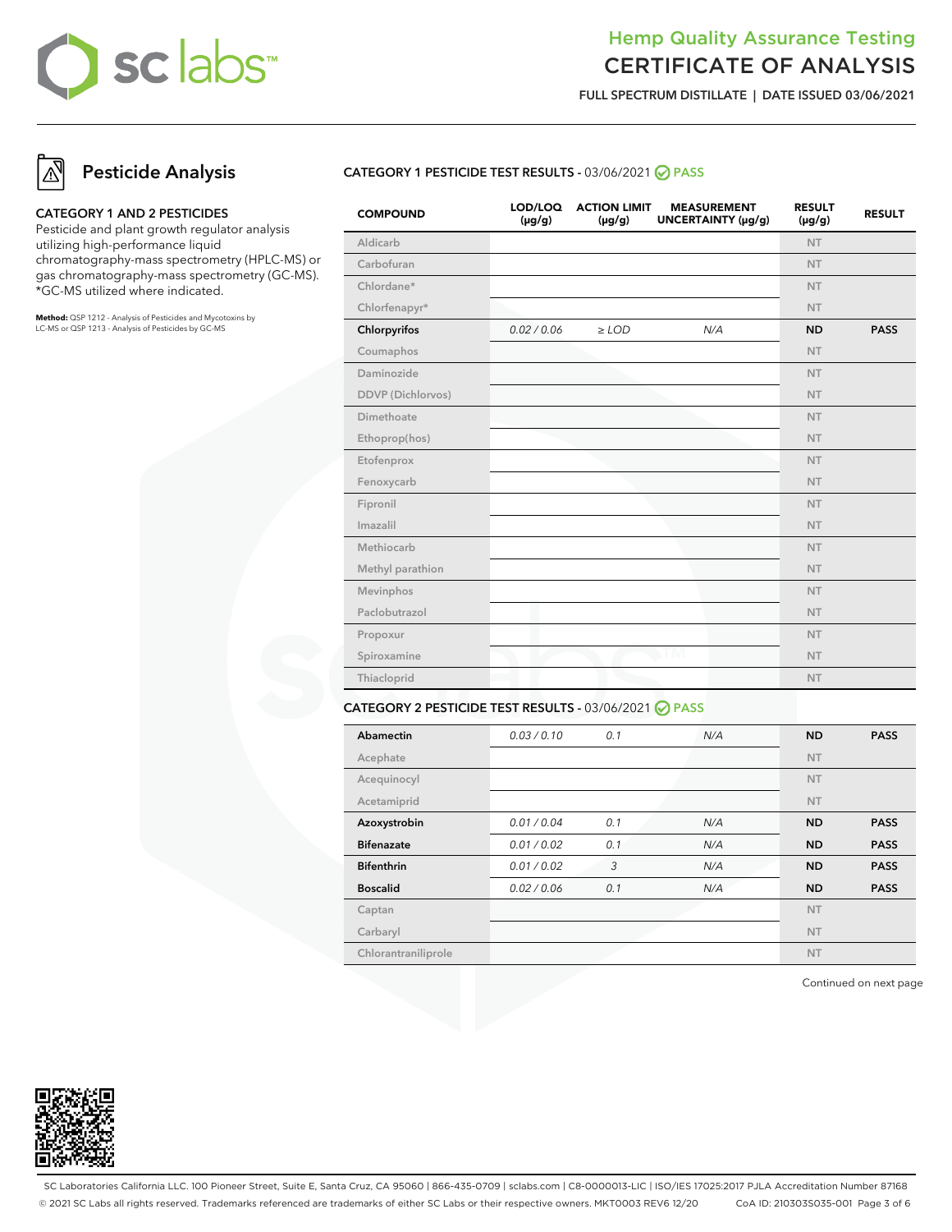# Hemp Quality Assurance Testing
# CERTIFICATE OF ANALYSIS

**FULL SPECTRUM DISTILLATE | DATE ISSUED 03/06/2021**

## Pesticide Analysis

### CATEGORY 1 AND 2 PESTICIDES

Pesticide and plant growth regulator analysis utilizing high-performance liquid chromatography-mass spectrometry (HPLC-MS) or gas chromatography-mass spectrometry (GC-MS). *GC-MS utilized where indicated.

**Method:** QSP 1212 - Analysis of Pesticides and Mycotoxins by LC-MS or QSP 1213 - Analysis of Pesticides by GC-MS

### CATEGORY 1 PESTICIDE TEST RESULTS - 03/06/2021 PASS

| COMPOUND | LOD/LOQ (μg/g) | ACTION LIMIT (μg/g) | MEASUREMENT UNCERTAINTY (μg/g) | RESULT (μg/g) | RESULT |
|---|---|---|---|---|---|
| Aldicarb | | | | NT | |
| Carbofuran | | | | NT | |
| Chlordane* | | | | NT | |
| Chlorfenapyr* | | | | NT | |
| **Chlorpyrifos** | *0.02 / 0.06* | *≥ LOD* | *N/A* | **ND** | **PASS** |
| Coumaphos | | | | NT | |
| Daminozide | | | | NT | |
| DDVP (Dichlorvos) | | | | NT | |
| Dimethoate | | | | NT | |
| Ethoprop(hos) | | | | NT | |
| Etofenprox | | | | NT | |
| Fenoxycarb | | | | NT | |
| Fipronil | | | | NT | |
| Imazalil | | | | NT | |
| Methiocarb | | | | NT | |
| Methyl parathion | | | | NT | |
| Mevinphos | | | | NT | |
| Paclobutrazol | | | | NT | |
| Propoxur | | | | NT | |
| Spiroxamine | | | | NT | |
| Thiacloprid | | | | NT | |

### CATEGORY 2 PESTICIDE TEST RESULTS - 03/06/2021 PASS

| COMPOUND | LOD/LOQ (μg/g) | ACTION LIMIT (μg/g) | MEASUREMENT UNCERTAINTY (μg/g) | RESULT (μg/g) | RESULT |
|---|---|---|---|---|---|
| **Abamectin** | *0.03 / 0.10* | *0.1* | *N/A* | **ND** | **PASS** |
| Acephate | | | | NT | |
| Acequinocyl | | | | NT | |
| Acetamiprid | | | | NT | |
| **Azoxystrobin** | *0.01 / 0.04* | *0.1* | *N/A* | **ND** | **PASS** |
| **Bifenazate** | *0.01 / 0.02* | *0.1* | *N/A* | **ND** | **PASS** |
| **Bifenthrin** | *0.01 / 0.02* | *3* | *N/A* | **ND** | **PASS** |
| **Boscalid** | *0.02 / 0.06* | *0.1* | *N/A* | **ND** | **PASS** |
| Captan | | | | NT | |
| Carbaryl | | | | NT | |
| Chlorantraniliprole | | | | NT | |

Continued on next page

SC Laboratories California LLC. 100 Pioneer Street, Suite E, Santa Cruz, CA 95060 | 866-435-0709 | sclabs.com | C8-0000013-LIC | ISO/IES 17025:2017 PJLA Accreditation Number 87168
© 2021 SC Labs all rights reserved. Trademarks referenced are trademarks of either SC Labs or their respective owners. MKT0003 REV6 12/20 CoA ID: 210303S035-001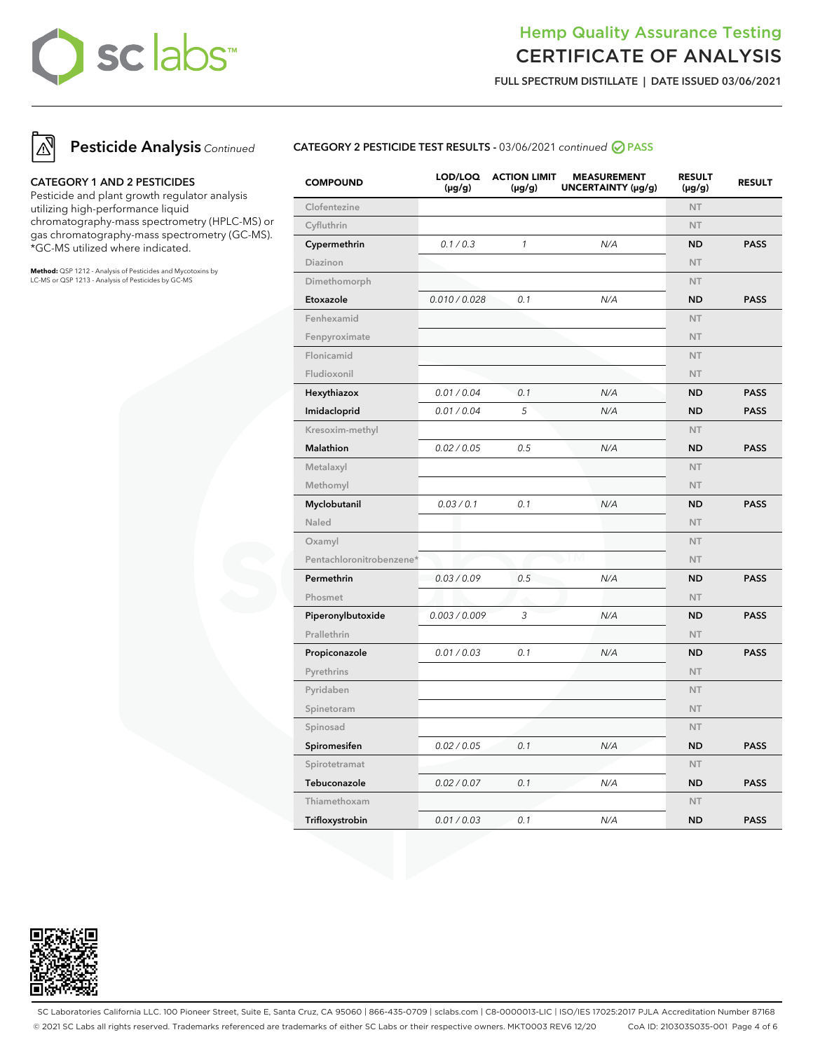# Hemp Quality Assurance Testing

## CERTIFICATE OF ANALYSIS

**FULL SPECTRUM DISTILLATE | DATE ISSUED 03/06/2021**

## Pesticide Analysis *Continued*

**CATEGORY 1 AND 2 PESTICIDES**

Pesticide and plant growth regulator analysis utilizing high-performance liquid chromatography-mass spectrometry (HPLC-MS) or gas chromatography-mass spectrometry (GC-MS). *GC-MS utilized where indicated.

**Method:** QSP 1212 - Analysis of Pesticides and Mycotoxins by LC-MS or QSP 1213 - Analysis of Pesticides by GC-MS

**CATEGORY 2 PESTICIDE TEST RESULTS -** 03/06/2021 *continued* **PASS**

| COMPOUND | LOD/LOQ (µg/g) | ACTION LIMIT (µg/g) | MEASUREMENT UNCERTAINTY (µg/g) | RESULT (µg/g) | RESULT |
|---|---|---|---|---|---|
| Clofentezine | | | | NT | |
| Cyfluthrin | | | | NT | |
| **Cypermethrin** | *0.1 / 0.3* | *1* | *N/A* | **ND** | **PASS** |
| Diazinon | | | | NT | |
| Dimethomorph | | | | NT | |
| **Etoxazole** | *0.010 / 0.028* | *0.1* | *N/A* | **ND** | **PASS** |
| Fenhexamid | | | | NT | |
| Fenpyroximate | | | | NT | |
| Flonicamid | | | | NT | |
| Fludioxonil | | | | NT | |
| **Hexythiazox** | *0.01 / 0.04* | *0.1* | *N/A* | **ND** | **PASS** |
| **Imidacloprid** | *0.01 / 0.04* | *5* | *N/A* | **ND** | **PASS** |
| Kresoxim-methyl | | | | NT | |
| **Malathion** | *0.02 / 0.05* | *0.5* | *N/A* | **ND** | **PASS** |
| Metalaxyl | | | | NT | |
| Methomyl | | | | NT | |
| **Myclobutanil** | *0.03 / 0.1* | *0.1* | *N/A* | **ND** | **PASS** |
| Naled | | | | NT | |
| Oxamyl | | | | NT | |
| Pentachloronitrobenzene* | | | | NT | |
| **Permethrin** | *0.03 / 0.09* | *0.5* | *N/A* | **ND** | **PASS** |
| Phosmet | | | | NT | |
| **Piperonylbutoxide** | *0.003 / 0.009* | *3* | *N/A* | **ND** | **PASS** |
| Prallethrin | | | | NT | |
| **Propiconazole** | *0.01 / 0.03* | *0.1* | *N/A* | **ND** | **PASS** |
| Pyrethrins | | | | NT | |
| Pyridaben | | | | NT | |
| Spinetoram | | | | NT | |
| Spinosad | | | | NT | |
| **Spiromesifen** | *0.02 / 0.05* | *0.1* | *N/A* | **ND** | **PASS** |
| Spirotetramat | | | | NT | |
| **Tebuconazole** | *0.02 / 0.07* | *0.1* | *N/A* | **ND** | **PASS** |
| Thiamethoxam | | | | NT | |
| **Trifloxystrobin** | *0.01 / 0.03* | *0.1* | *N/A* | **ND** | **PASS** |

SC Laboratories California LLC. 100 Pioneer Street, Suite E, Santa Cruz, CA 95060 | 866-435-0709 | sclabs.com | C8-0000013-LIC | ISO/IES 17025:2017 PJLA Accreditation Number 87168
© 2021 SC Labs all rights reserved. Trademarks referenced are trademarks of either SC Labs or their respective owners. MKT0003 REV6 12/20 CoA ID: 210303S035-001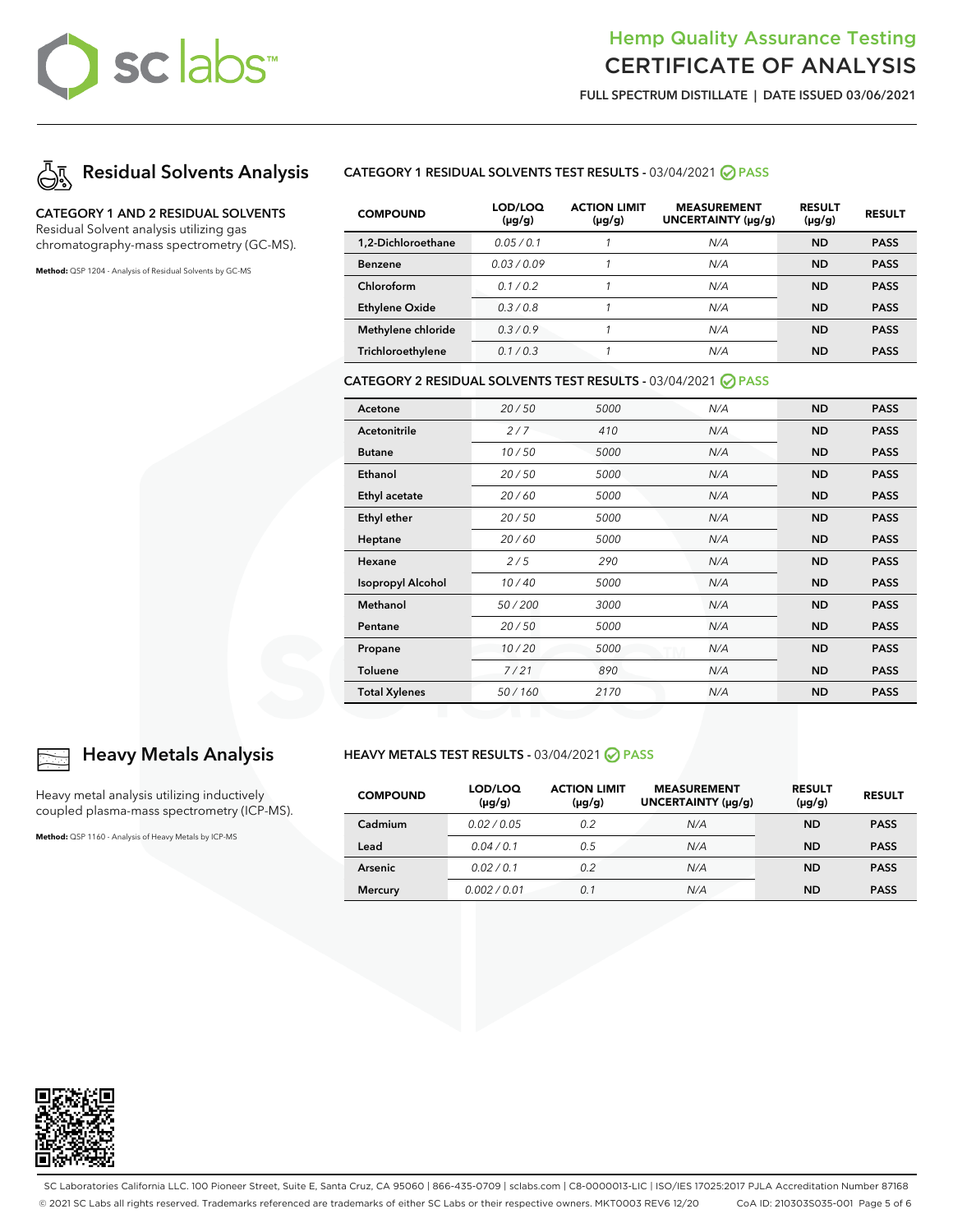# Hemp Quality Assurance Testing
# CERTIFICATE OF ANALYSIS

**FULL SPECTRUM DISTILLATE | DATE ISSUED 03/06/2021**

## Residual Solvents Analysis

**CATEGORY 1 AND 2 RESIDUAL SOLVENTS**
Residual Solvent analysis utilizing gas chromatography-mass spectrometry (GC-MS).

**Method:** QSP 1204 - Analysis of Residual Solvents by GC-MS

### CATEGORY 1 RESIDUAL SOLVENTS TEST RESULTS - 03/04/2021 PASS

| COMPOUND | LOD/LOQ (μg/g) | ACTION LIMIT (μg/g) | MEASUREMENT UNCERTAINTY (μg/g) | RESULT (μg/g) | RESULT |
|---|---|---|---|---|---|
| 1,2-Dichloroethane | 0.05 / 0.1 | 1 | N/A | ND | PASS |
| Benzene | 0.03 / 0.09 | 1 | N/A | ND | PASS |
| Chloroform | 0.1 / 0.2 | 1 | N/A | ND | PASS |
| Ethylene Oxide | 0.3 / 0.8 | 1 | N/A | ND | PASS |
| Methylene chloride | 0.3 / 0.9 | 1 | N/A | ND | PASS |
| Trichloroethylene | 0.1 / 0.3 | 1 | N/A | ND | PASS |

### CATEGORY 2 RESIDUAL SOLVENTS TEST RESULTS - 03/04/2021 PASS

| COMPOUND | LOD/LOQ (μg/g) | ACTION LIMIT (μg/g) | MEASUREMENT UNCERTAINTY (μg/g) | RESULT (μg/g) | RESULT |
|---|---|---|---|---|---|
| Acetone | 20 / 50 | 5000 | N/A | ND | PASS |
| Acetonitrile | 2 / 7 | 410 | N/A | ND | PASS |
| Butane | 10 / 50 | 5000 | N/A | ND | PASS |
| Ethanol | 20 / 50 | 5000 | N/A | ND | PASS |
| Ethyl acetate | 20 / 60 | 5000 | N/A | ND | PASS |
| Ethyl ether | 20 / 50 | 5000 | N/A | ND | PASS |
| Heptane | 20 / 60 | 5000 | N/A | ND | PASS |
| Hexane | 2 / 5 | 290 | N/A | ND | PASS |
| Isopropyl Alcohol | 10 / 40 | 5000 | N/A | ND | PASS |
| Methanol | 50 / 200 | 3000 | N/A | ND | PASS |
| Pentane | 20 / 50 | 5000 | N/A | ND | PASS |
| Propane | 10 / 20 | 5000 | N/A | ND | PASS |
| Toluene | 7 / 21 | 890 | N/A | ND | PASS |
| Total Xylenes | 50 / 160 | 2170 | N/A | ND | PASS |

## Heavy Metals Analysis

Heavy metal analysis utilizing inductively coupled plasma-mass spectrometry (ICP-MS).

**Method:** QSP 1160 - Analysis of Heavy Metals by ICP-MS

### HEAVY METALS TEST RESULTS - 03/04/2021 PASS

| COMPOUND | LOD/LOQ (μg/g) | ACTION LIMIT (μg/g) | MEASUREMENT UNCERTAINTY (μg/g) | RESULT (μg/g) | RESULT |
|---|---|---|---|---|---|
| Cadmium | 0.02 / 0.05 | 0.2 | N/A | ND | PASS |
| Lead | 0.04 / 0.1 | 0.5 | N/A | ND | PASS |
| Arsenic | 0.02 / 0.1 | 0.2 | N/A | ND | PASS |
| Mercury | 0.002 / 0.01 | 0.1 | N/A | ND | PASS |

SC Laboratories California LLC. 100 Pioneer Street, Suite E, Santa Cruz, CA 95060 | 866-435-0709 | sclabs.com | C8-0000013-LIC | ISO/IES 17025:2017 PJLA Accreditation Number 87168
© 2021 SC Labs all rights reserved. Trademarks referenced are trademarks of either SC Labs or their respective owners. MKT0003 REV6 12/20 CoA ID: 210303S035-001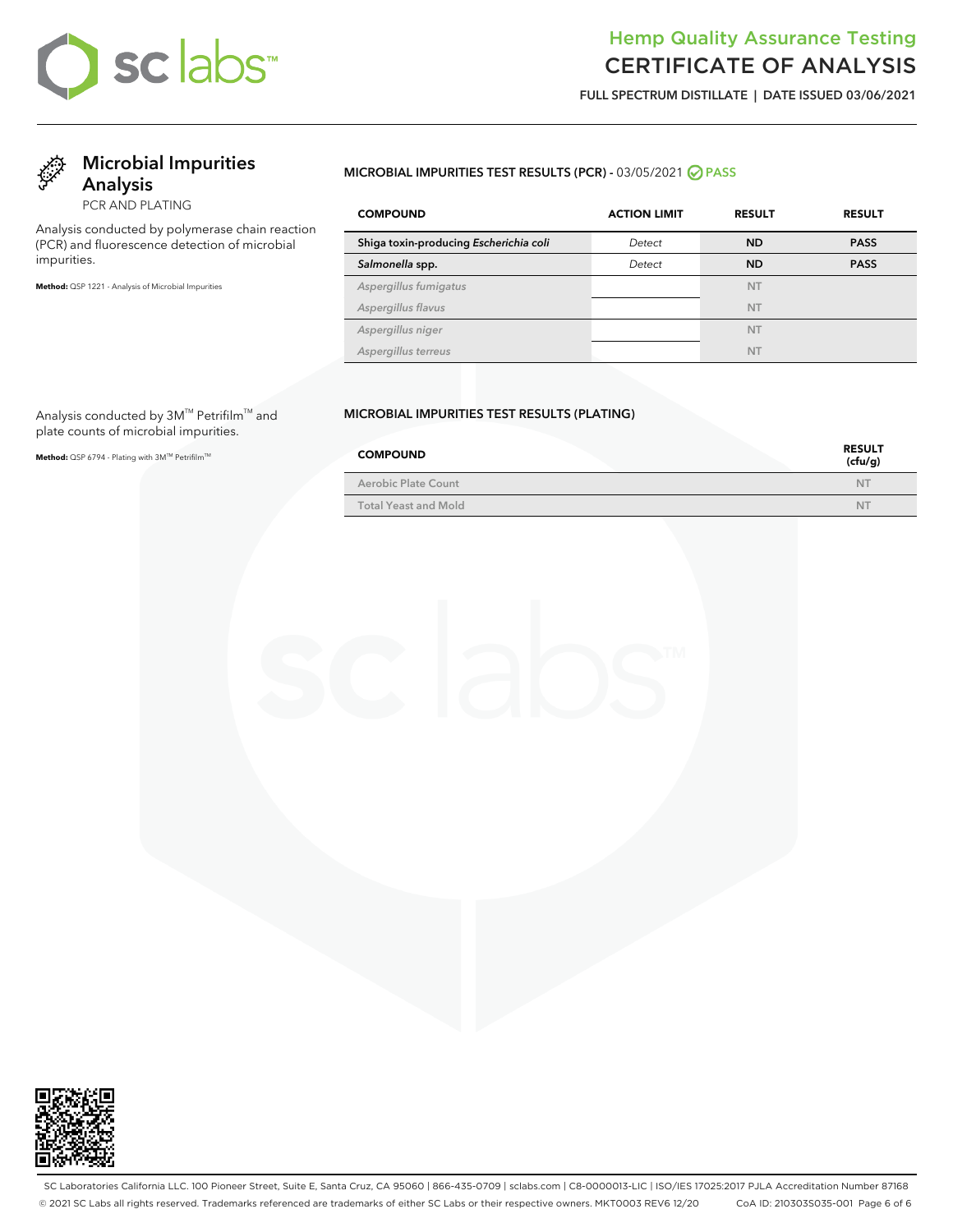## Microbial Impurities Analysis

PCR AND PLATING

Analysis conducted by polymerase chain reaction (PCR) and fluorescence detection of microbial impurities.

**Method:** QSP 1221 - Analysis of Microbial Impurities

### MICROBIAL IMPURITIES TEST RESULTS (PCR) - 03/05/2021 PASS

| COMPOUND | ACTION LIMIT | RESULT | RESULT |
|---|---|---|---|
| **Shiga toxin-producing *Escherichia coli*** | *Detect* | **ND** | **PASS** |
| ***Salmonella* spp.** | *Detect* | **ND** | **PASS** |
| *Aspergillus fumigatus* | | NT | |
| *Aspergillus flavus* | | NT | |
| *Aspergillus niger* | | NT | |
| *Aspergillus terreus* | | NT | |

Analysis conducted by 3M™ Petrifilm™ and plate counts of microbial impurities.

**Method:** QSP 6794 - Plating with 3M™ Petrifilm™

### MICROBIAL IMPURITIES TEST RESULTS (PLATING)

| COMPOUND | RESULT (cfu/g) |
|---|---|
| Aerobic Plate Count | NT |
| Total Yeast and Mold | NT |

SC Laboratories California LLC. 100 Pioneer Street, Suite E, Santa Cruz, CA 95060 | 866-435-0709 | sclabs.com | C8-0000013-LIC | ISO/IES 17025:2017 PJLA Accreditation Number 87168

© 2021 SC Labs all rights reserved. Trademarks referenced are trademarks of either SC Labs or their respective owners. MKT0003 REV6 12/20 CoA ID: 210303S035-001